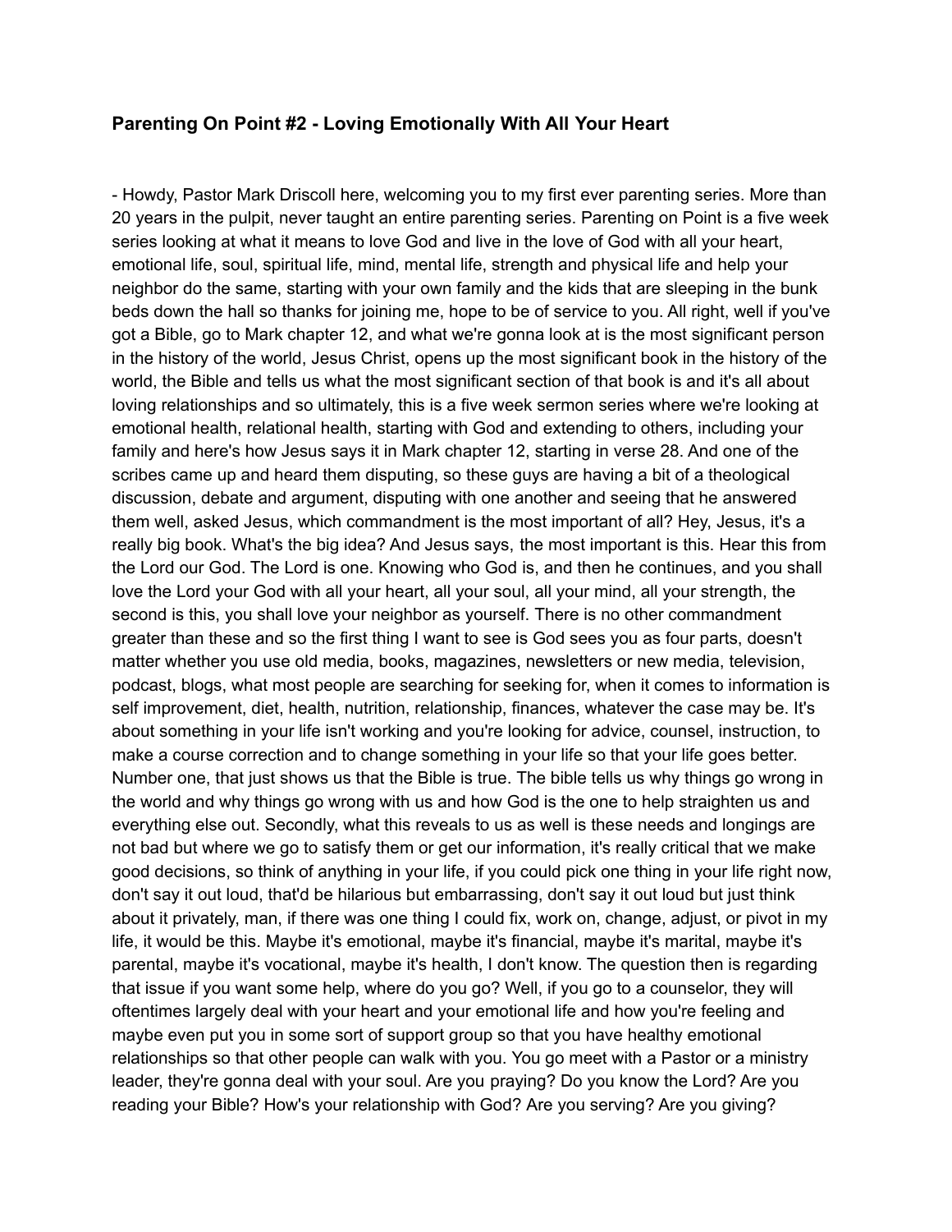### Parenting On Point #2 - Loving Emotionally With All Your Heart

- Howdy, Pastor Mark Driscoll here, welcoming you to my first ever parenting series. More than 20 years in the pulpit, never taught an entire parenting series. Parenting on Point is a five week series looking at what it means to love God and live in the love of God with all your heart, emotional life, soul, spiritual life, mind, mental life, strength and physical life and help your neighbor do the same, starting with your own family and the kids that are sleeping in the bunk beds down the hall so thanks for joining me, hope to be of service to you. All right, well if you've got a Bible, go to Mark chapter 12, and what we're gonna look at is the most significant person in the history of the world, Jesus Christ, opens up the most significant book in the history of the world, the Bible and tells us what the most significant section of that book is and it's all about loving relationships and so ultimately, this is a five week sermon series where we're looking at emotional health, relational health, starting with God and extending to others, including your family and here's how Jesus says it in Mark chapter 12, starting in verse 28. And one of the scribes came up and heard them disputing, so these guys are having a bit of a theological discussion, debate and argument, disputing with one another and seeing that he answered them well, asked Jesus, which commandment is the most important of all? Hey, Jesus, it's a really big book. What's the big idea? And Jesus says, the most important is this. Hear this from the Lord our God. The Lord is one. Knowing who God is, and then he continues, and you shall love the Lord your God with all your heart, all your soul, all your mind, all your strength, the second is this, you shall love your neighbor as yourself. There is no other commandment greater than these and so the first thing I want to see is God sees you as four parts, doesn't matter whether you use old media, books, magazines, newsletters or new media, television, podcast, blogs, what most people are searching for seeking for, when it comes to information is self improvement, diet, health, nutrition, relationship, finances, whatever the case may be. It's about something in your life isn't working and you're looking for advice, counsel, instruction, to make a course correction and to change something in your life so that your life goes better. Number one, that just shows us that the Bible is true. The bible tells us why things go wrong in the world and why things go wrong with us and how God is the one to help straighten us and everything else out. Secondly, what this reveals to us as well is these needs and longings are not bad but where we go to satisfy them or get our information, it's really critical that we make good decisions, so think of anything in your life, if you could pick one thing in your life right now, don't say it out loud, that'd be hilarious but embarrassing, don't say it out loud but just think about it privately, man, if there was one thing I could fix, work on, change, adjust, or pivot in my life, it would be this. Maybe it's emotional, maybe it's financial, maybe it's marital, maybe it's parental, maybe it's vocational, maybe it's health, I don't know. The question then is regarding that issue if you want some help, where do you go? Well, if you go to a counselor, they will oftentimes largely deal with your heart and your emotional life and how you're feeling and maybe even put you in some sort of support group so that you have healthy emotional relationships so that other people can walk with you. You go meet with a Pastor or a ministry leader, they're gonna deal with your soul. Are you praying? Do you know the Lord? Are you reading your Bible? How's your relationship with God? Are you serving? Are you giving?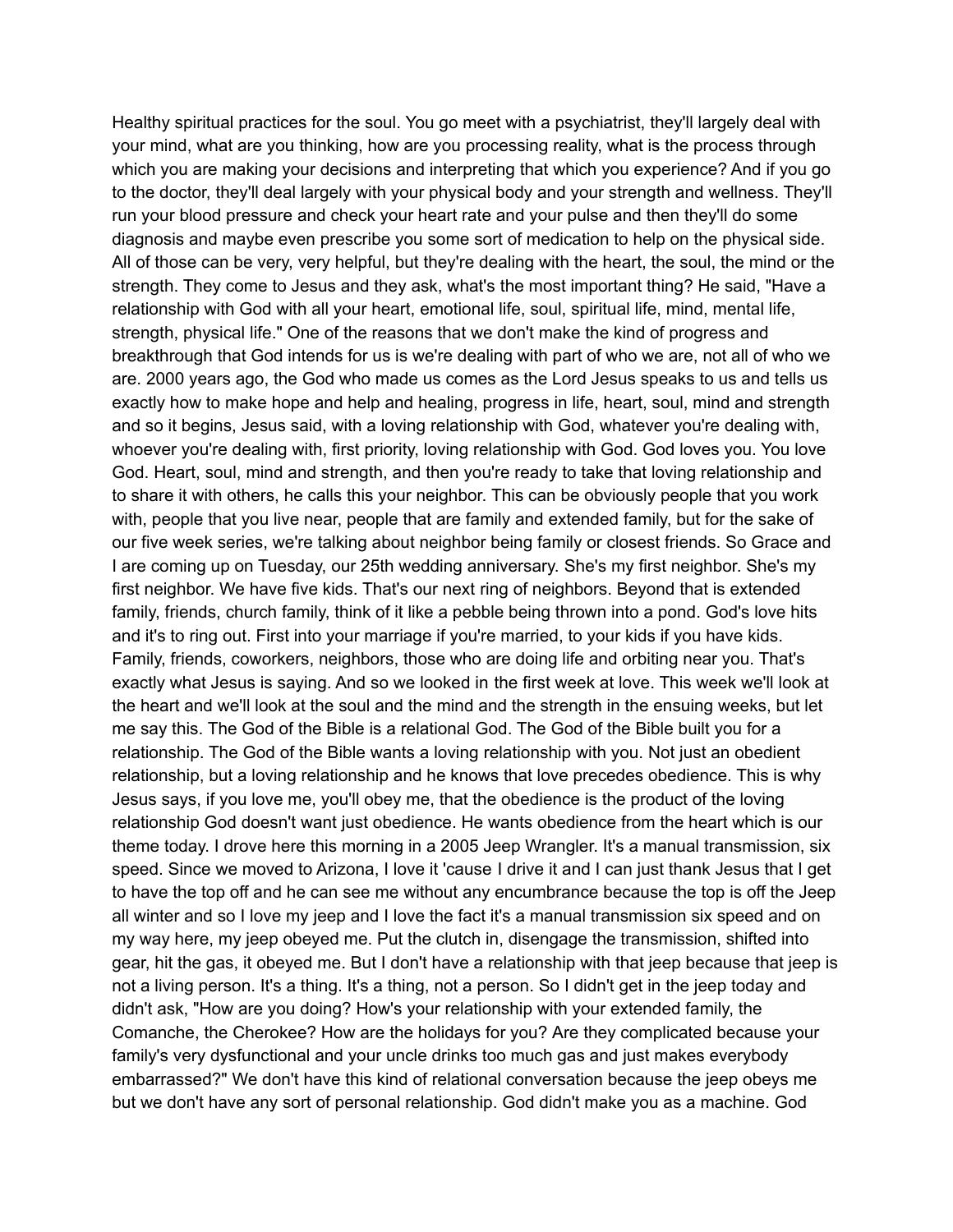Healthy spiritual practices for the soul. You go meet with a psychiatrist, they'll largely deal with your mind, what are you thinking, how are you processing reality, what is the process through which you are making your decisions and interpreting that which you experience? And if you go to the doctor, they'll deal largely with your physical body and your strength and wellness. They'll run your blood pressure and check your heart rate and your pulse and then they'll do some diagnosis and maybe even prescribe you some sort of medication to help on the physical side. All of those can be very, very helpful, but they're dealing with the heart, the soul, the mind or the strength. They come to Jesus and they ask, what's the most important thing? He said, "Have a relationship with God with all your heart, emotional life, soul, spiritual life, mind, mental life, strength, physical life." One of the reasons that we don't make the kind of progress and breakthrough that God intends for us is we're dealing with part of who we are, not all of who we are. 2000 years ago, the God who made us comes as the Lord Jesus speaks to us and tells us exactly how to make hope and help and healing, progress in life, heart, soul, mind and strength and so it begins, Jesus said, with a loving relationship with God, whatever you're dealing with, whoever you're dealing with, first priority, loving relationship with God. God loves you. You love God. Heart, soul, mind and strength, and then you're ready to take that loving relationship and to share it with others, he calls this your neighbor. This can be obviously people that you work with, people that you live near, people that are family and extended family, but for the sake of our five week series, we're talking about neighbor being family or closest friends. So Grace and I are coming up on Tuesday, our 25th wedding anniversary. She's my first neighbor. She's my first neighbor. We have five kids. That's our next ring of neighbors. Beyond that is extended family, friends, church family, think of it like a pebble being thrown into a pond. God's love hits and it's to ring out. First into your marriage if you're married, to your kids if you have kids. Family, friends, coworkers, neighbors, those who are doing life and orbiting near you. That's exactly what Jesus is saying. And so we looked in the first week at love. This week we'll look at the heart and we'll look at the soul and the mind and the strength in the ensuing weeks, but let me say this. The God of the Bible is a relational God. The God of the Bible built you for a relationship. The God of the Bible wants a loving relationship with you. Not just an obedient relationship, but a loving relationship and he knows that love precedes obedience. This is why Jesus says, if you love me, you'll obey me, that the obedience is the product of the loving relationship God doesn't want just obedience. He wants obedience from the heart which is our theme today. I drove here this morning in a 2005 Jeep Wrangler. It's a manual transmission, six speed. Since we moved to Arizona, I love it 'cause I drive it and I can just thank Jesus that I get to have the top off and he can see me without any encumbrance because the top is off the Jeep all winter and so I love my jeep and I love the fact it's a manual transmission six speed and on my way here, my jeep obeyed me. Put the clutch in, disengage the transmission, shifted into gear, hit the gas, it obeyed me. But I don't have a relationship with that jeep because that jeep is not a living person. It's a thing. It's a thing, not a person. So I didn't get in the jeep today and didn't ask, "How are you doing? How's your relationship with your extended family, the Comanche, the Cherokee? How are the holidays for you? Are they complicated because your family's very dysfunctional and your uncle drinks too much gas and just makes everybody embarrassed?" We don't have this kind of relational conversation because the jeep obeys me but we don't have any sort of personal relationship. God didn't make you as a machine. God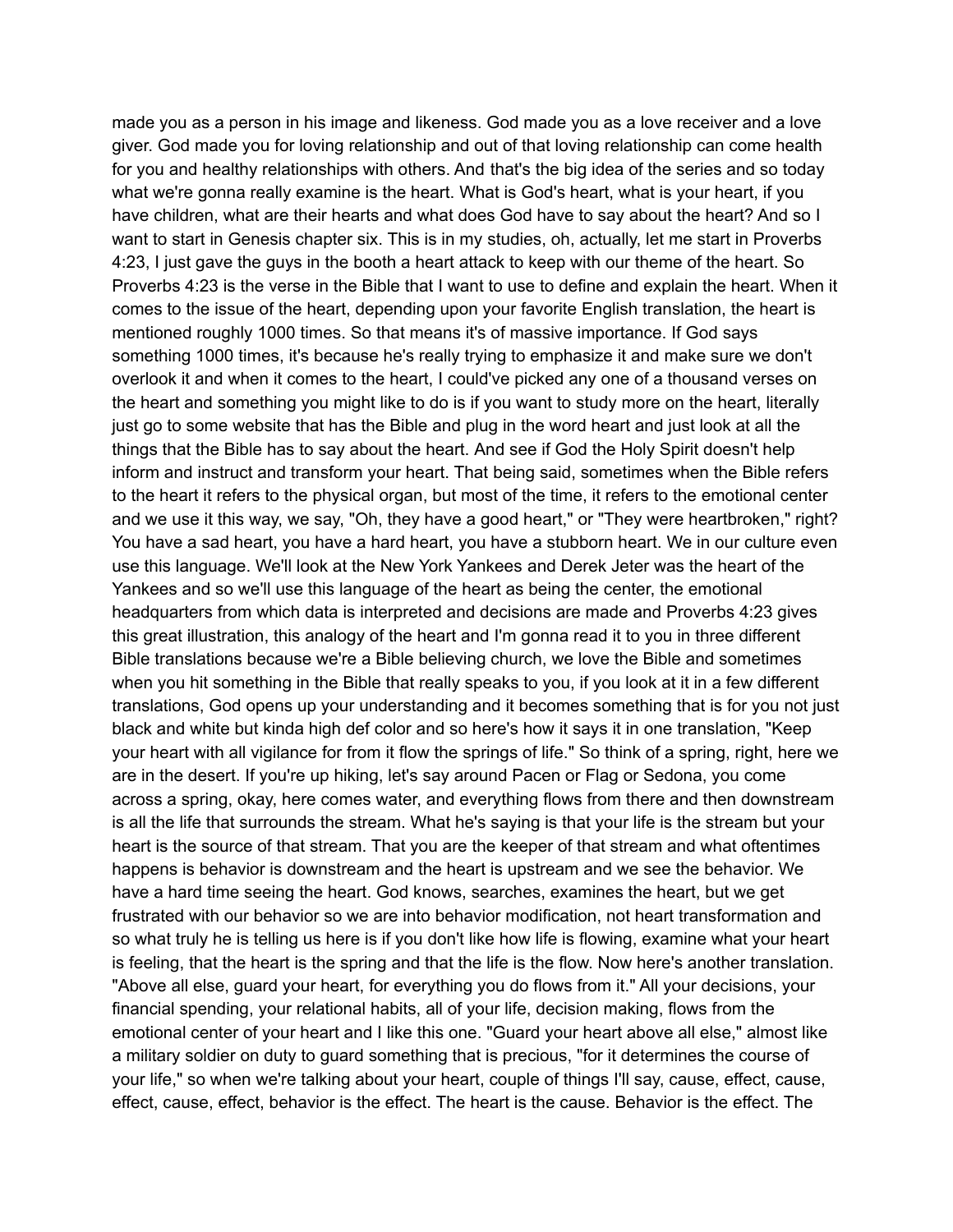made you as a person in his image and likeness. God made you as a love receiver and a love giver. God made you for loving relationship and out of that loving relationship can come health for you and healthy relationships with others. And that's the big idea of the series and so today what we're gonna really examine is the heart. What is God's heart, what is your heart, if you have children, what are their hearts and what does God have to say about the heart? And so I want to start in Genesis chapter six. This is in my studies, oh, actually, let me start in Proverbs 4:23, I just gave the guys in the booth a heart attack to keep with our theme of the heart. So Proverbs 4:23 is the verse in the Bible that I want to use to define and explain the heart. When it comes to the issue of the heart, depending upon your favorite English translation, the heart is mentioned roughly 1000 times. So that means it's of massive importance. If God says something 1000 times, it's because he's really trying to emphasize it and make sure we don't overlook it and when it comes to the heart, I could've picked any one of a thousand verses on the heart and something you might like to do is if you want to study more on the heart, literally just go to some website that has the Bible and plug in the word heart and just look at all the things that the Bible has to say about the heart. And see if God the Holy Spirit doesn't help inform and instruct and transform your heart. That being said, sometimes when the Bible refers to the heart it refers to the physical organ, but most of the time, it refers to the emotional center and we use it this way, we say, "Oh, they have a good heart," or "They were heartbroken," right? You have a sad heart, you have a hard heart, you have a stubborn heart. We in our culture even use this language. We'll look at the New York Yankees and Derek Jeter was the heart of the Yankees and so we'll use this language of the heart as being the center, the emotional headquarters from which data is interpreted and decisions are made and Proverbs 4:23 gives this great illustration, this analogy of the heart and I'm gonna read it to you in three different Bible translations because we're a Bible believing church, we love the Bible and sometimes when you hit something in the Bible that really speaks to you, if you look at it in a few different translations, God opens up your understanding and it becomes something that is for you not just black and white but kinda high def color and so here's how it says it in one translation, "Keep your heart with all vigilance for from it flow the springs of life." So think of a spring, right, here we are in the desert. If you're up hiking, let's say around Pacen or Flag or Sedona, you come across a spring, okay, here comes water, and everything flows from there and then downstream is all the life that surrounds the stream. What he's saying is that your life is the stream but your heart is the source of that stream. That you are the keeper of that stream and what oftentimes happens is behavior is downstream and the heart is upstream and we see the behavior. We have a hard time seeing the heart. God knows, searches, examines the heart, but we get frustrated with our behavior so we are into behavior modification, not heart transformation and so what truly he is telling us here is if you don't like how life is flowing, examine what your heart is feeling, that the heart is the spring and that the life is the flow. Now here's another translation. "Above all else, guard your heart, for everything you do flows from it." All your decisions, your financial spending, your relational habits, all of your life, decision making, flows from the emotional center of your heart and I like this one. "Guard your heart above all else," almost like a military soldier on duty to guard something that is precious, "for it determines the course of your life," so when we're talking about your heart, couple of things I'll say, cause, effect, cause, effect, cause, effect, behavior is the effect. The heart is the cause. Behavior is the effect. The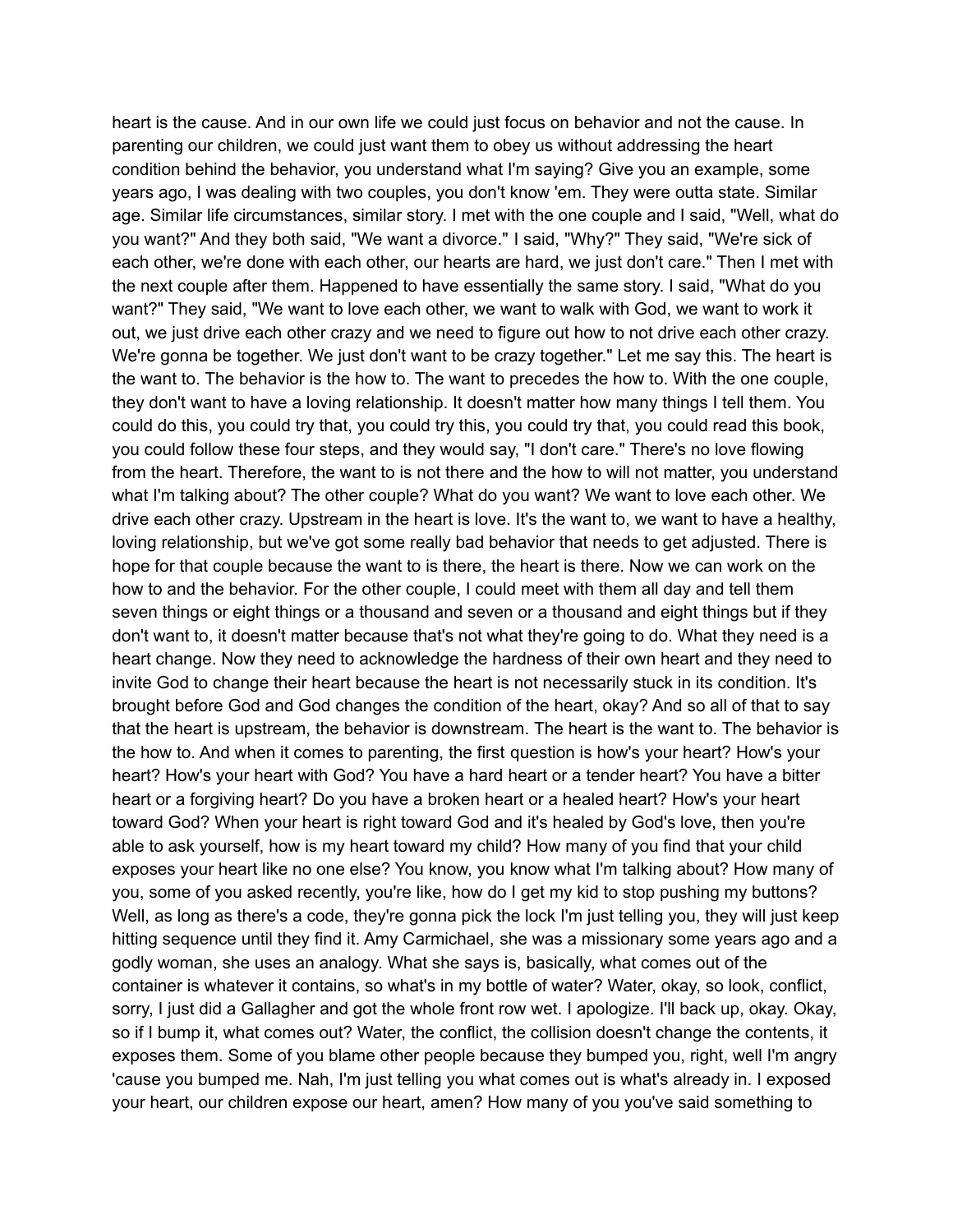heart is the cause. And in our own life we could just focus on behavior and not the cause. In parenting our children, we could just want them to obey us without addressing the heart condition behind the behavior, you understand what I'm saying? Give you an example, some years ago, I was dealing with two couples, you don't know 'em. They were outta state. Similar age. Similar life circumstances, similar story. I met with the one couple and I said, "Well, what do you want?" And they both said, "We want a divorce." I said, "Why?" They said, "We're sick of each other, we're done with each other, our hearts are hard, we just don't care." Then I met with the next couple after them. Happened to have essentially the same story. I said, "What do you want?" They said, "We want to love each other, we want to walk with God, we want to work it out, we just drive each other crazy and we need to figure out how to not drive each other crazy. We're gonna be together. We just don't want to be crazy together." Let me say this. The heart is the want to. The behavior is the how to. The want to precedes the how to. With the one couple, they don't want to have a loving relationship. It doesn't matter how many things I tell them. You could do this, you could try that, you could try this, you could try that, you could read this book, you could follow these four steps, and they would say, "I don't care." There's no love flowing from the heart. Therefore, the want to is not there and the how to will not matter, you understand what I'm talking about? The other couple? What do you want? We want to love each other. We drive each other crazy. Upstream in the heart is love. It's the want to, we want to have a healthy, loving relationship, but we've got some really bad behavior that needs to get adjusted. There is hope for that couple because the want to is there, the heart is there. Now we can work on the how to and the behavior. For the other couple, I could meet with them all day and tell them seven things or eight things or a thousand and seven or a thousand and eight things but if they don't want to, it doesn't matter because that's not what they're going to do. What they need is a heart change. Now they need to acknowledge the hardness of their own heart and they need to invite God to change their heart because the heart is not necessarily stuck in its condition. It's brought before God and God changes the condition of the heart, okay? And so all of that to say that the heart is upstream, the behavior is downstream. The heart is the want to. The behavior is the how to. And when it comes to parenting, the first question is how's your heart? How's your heart? How's your heart with God? You have a hard heart or a tender heart? You have a bitter heart or a forgiving heart? Do you have a broken heart or a healed heart? How's your heart toward God? When your heart is right toward God and it's healed by God's love, then you're able to ask yourself, how is my heart toward my child? How many of you find that your child exposes your heart like no one else? You know, you know what I'm talking about? How many of you, some of you asked recently, you're like, how do I get my kid to stop pushing my buttons? Well, as long as there's a code, they're gonna pick the lock I'm just telling you, they will just keep hitting sequence until they find it. Amy Carmichael, she was a missionary some years ago and a godly woman, she uses an analogy. What she says is, basically, what comes out of the container is whatever it contains, so what's in my bottle of water? Water, okay, so look, conflict, sorry, I just did a Gallagher and got the whole front row wet. I apologize. I'll back up, okay. Okay, so if I bump it, what comes out? Water, the conflict, the collision doesn't change the contents, it exposes them. Some of you blame other people because they bumped you, right, well I'm angry 'cause you bumped me. Nah, I'm just telling you what comes out is what's already in. I exposed your heart, our children expose our heart, amen? How many of you you've said something to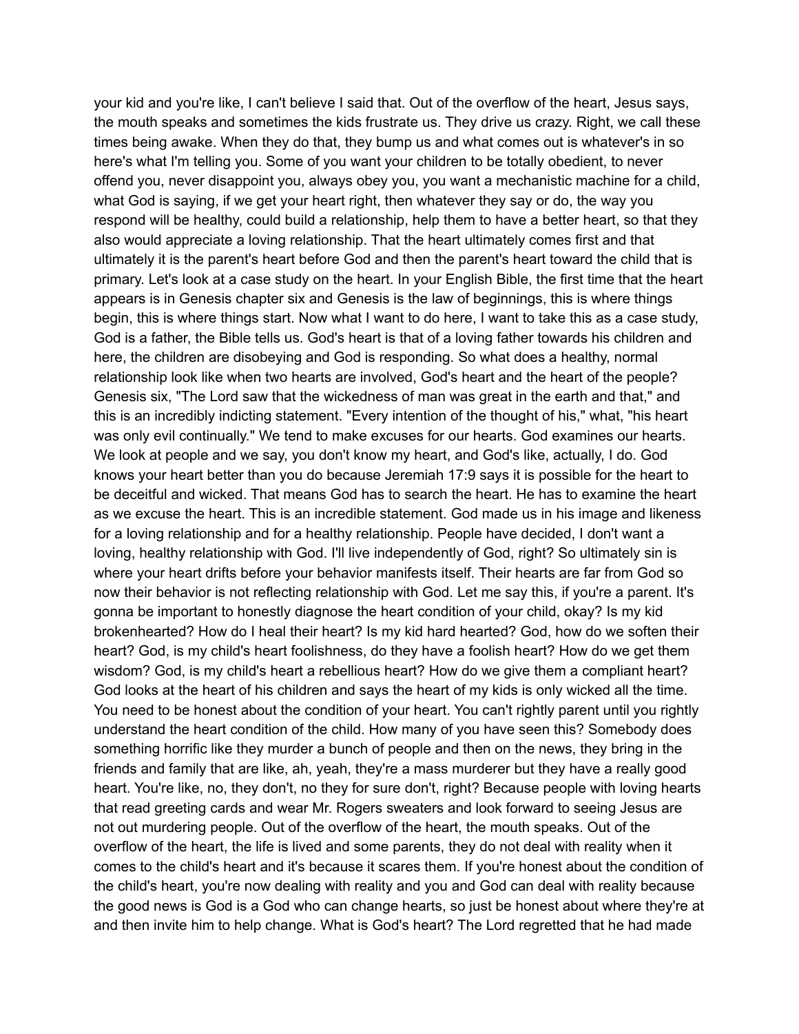your kid and you're like, I can't believe I said that. Out of the overflow of the heart, Jesus says, the mouth speaks and sometimes the kids frustrate us. They drive us crazy. Right, we call these times being awake. When they do that, they bump us and what comes out is whatever's in so here's what I'm telling you. Some of you want your children to be totally obedient, to never offend you, never disappoint you, always obey you, you want a mechanistic machine for a child, what God is saying, if we get your heart right, then whatever they say or do, the way you respond will be healthy, could build a relationship, help them to have a better heart, so that they also would appreciate a loving relationship. That the heart ultimately comes first and that ultimately it is the parent's heart before God and then the parent's heart toward the child that is primary. Let's look at a case study on the heart. In your English Bible, the first time that the heart appears is in Genesis chapter six and Genesis is the law of beginnings, this is where things begin, this is where things start. Now what I want to do here, I want to take this as a case study, God is a father, the Bible tells us. God's heart is that of a loving father towards his children and here, the children are disobeying and God is responding. So what does a healthy, normal relationship look like when two hearts are involved, God's heart and the heart of the people? Genesis six, "The Lord saw that the wickedness of man was great in the earth and that," and this is an incredibly indicting statement. "Every intention of the thought of his," what, "his heart was only evil continually." We tend to make excuses for our hearts. God examines our hearts. We look at people and we say, you don't know my heart, and God's like, actually, I do. God knows your heart better than you do because Jeremiah 17:9 says it is possible for the heart to be deceitful and wicked. That means God has to search the heart. He has to examine the heart as we excuse the heart. This is an incredible statement. God made us in his image and likeness for a loving relationship and for a healthy relationship. People have decided, I don't want a loving, healthy relationship with God. I'll live independently of God, right? So ultimately sin is where your heart drifts before your behavior manifests itself. Their hearts are far from God so now their behavior is not reflecting relationship with God. Let me say this, if you're a parent. It's gonna be important to honestly diagnose the heart condition of your child, okay? Is my kid brokenhearted? How do I heal their heart? Is my kid hard hearted? God, how do we soften their heart? God, is my child's heart foolishness, do they have a foolish heart? How do we get them wisdom? God, is my child's heart a rebellious heart? How do we give them a compliant heart? God looks at the heart of his children and says the heart of my kids is only wicked all the time. You need to be honest about the condition of your heart. You can't rightly parent until you rightly understand the heart condition of the child. How many of you have seen this? Somebody does something horrific like they murder a bunch of people and then on the news, they bring in the friends and family that are like, ah, yeah, they're a mass murderer but they have a really good heart. You're like, no, they don't, no they for sure don't, right? Because people with loving hearts that read greeting cards and wear Mr. Rogers sweaters and look forward to seeing Jesus are not out murdering people. Out of the overflow of the heart, the mouth speaks. Out of the overflow of the heart, the life is lived and some parents, they do not deal with reality when it comes to the child's heart and it's because it scares them. If you're honest about the condition of the child's heart, you're now dealing with reality and you and God can deal with reality because the good news is God is a God who can change hearts, so just be honest about where they're at and then invite him to help change. What is God's heart? The Lord regretted that he had made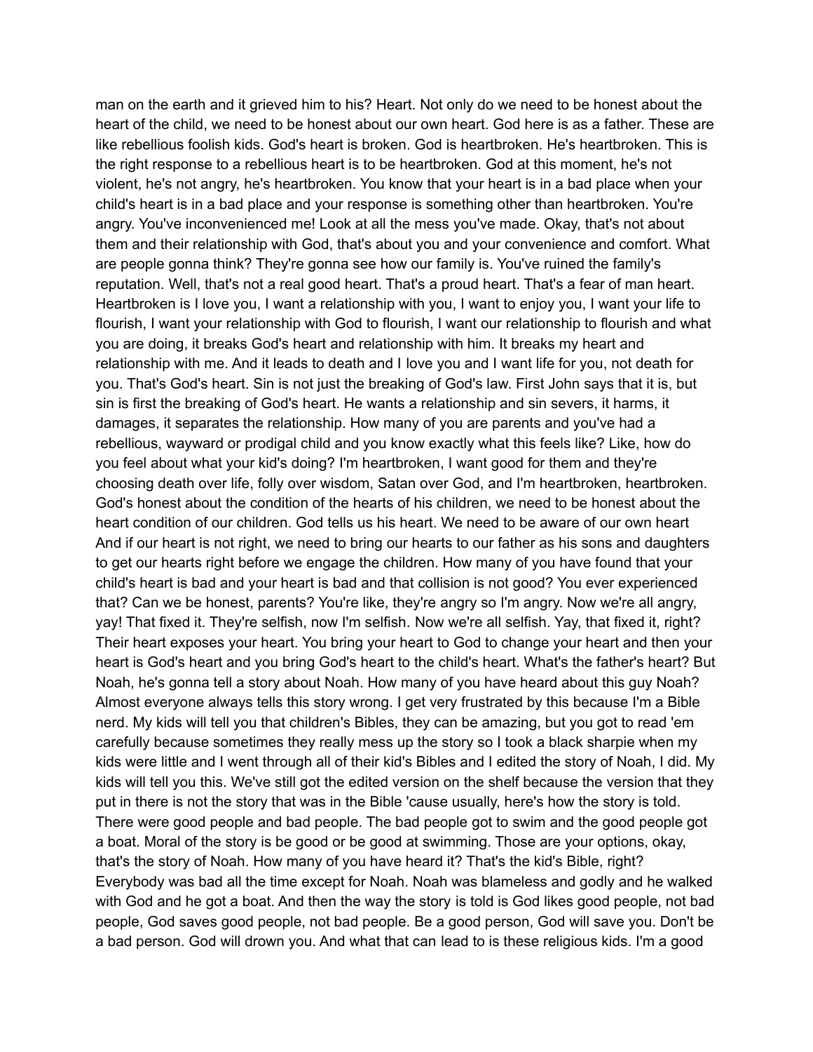man on the earth and it grieved him to his? Heart. Not only do we need to be honest about the heart of the child, we need to be honest about our own heart. God here is as a father. These are like rebellious foolish kids. God's heart is broken. God is heartbroken. He's heartbroken. This is the right response to a rebellious heart is to be heartbroken. God at this moment, he's not violent, he's not angry, he's heartbroken. You know that your heart is in a bad place when your child's heart is in a bad place and your response is something other than heartbroken. You're angry. You've inconvenienced me! Look at all the mess you've made. Okay, that's not about them and their relationship with God, that's about you and your convenience and comfort. What are people gonna think? They're gonna see how our family is. You've ruined the family's reputation. Well, that's not a real good heart. That's a proud heart. That's a fear of man heart. Heartbroken is I love you, I want a relationship with you, I want to enjoy you, I want your life to flourish, I want your relationship with God to flourish, I want our relationship to flourish and what you are doing, it breaks God's heart and relationship with him. It breaks my heart and relationship with me. And it leads to death and I love you and I want life for you, not death for you. That's God's heart. Sin is not just the breaking of God's law. First John says that it is, but sin is first the breaking of God's heart. He wants a relationship and sin severs, it harms, it damages, it separates the relationship. How many of you are parents and you've had a rebellious, wayward or prodigal child and you know exactly what this feels like? Like, how do you feel about what your kid's doing? I'm heartbroken, I want good for them and they're choosing death over life, folly over wisdom, Satan over God, and I'm heartbroken, heartbroken. God's honest about the condition of the hearts of his children, we need to be honest about the heart condition of our children. God tells us his heart. We need to be aware of our own heart And if our heart is not right, we need to bring our hearts to our father as his sons and daughters to get our hearts right before we engage the children. How many of you have found that your child's heart is bad and your heart is bad and that collision is not good? You ever experienced that? Can we be honest, parents? You're like, they're angry so I'm angry. Now we're all angry, yay! That fixed it. They're selfish, now I'm selfish. Now we're all selfish. Yay, that fixed it, right? Their heart exposes your heart. You bring your heart to God to change your heart and then your heart is God's heart and you bring God's heart to the child's heart. What's the father's heart? But Noah, he's gonna tell a story about Noah. How many of you have heard about this guy Noah? Almost everyone always tells this story wrong. I get very frustrated by this because I'm a Bible nerd. My kids will tell you that children's Bibles, they can be amazing, but you got to read 'em carefully because sometimes they really mess up the story so I took a black sharpie when my kids were little and I went through all of their kid's Bibles and I edited the story of Noah, I did. My kids will tell you this. We've still got the edited version on the shelf because the version that they put in there is not the story that was in the Bible 'cause usually, here's how the story is told. There were good people and bad people. The bad people got to swim and the good people got a boat. Moral of the story is be good or be good at swimming. Those are your options, okay, that's the story of Noah. How many of you have heard it? That's the kid's Bible, right? Everybody was bad all the time except for Noah. Noah was blameless and godly and he walked with God and he got a boat. And then the way the story is told is God likes good people, not bad people, God saves good people, not bad people. Be a good person, God will save you. Don't be a bad person. God will drown you. And what that can lead to is these religious kids. I'm a good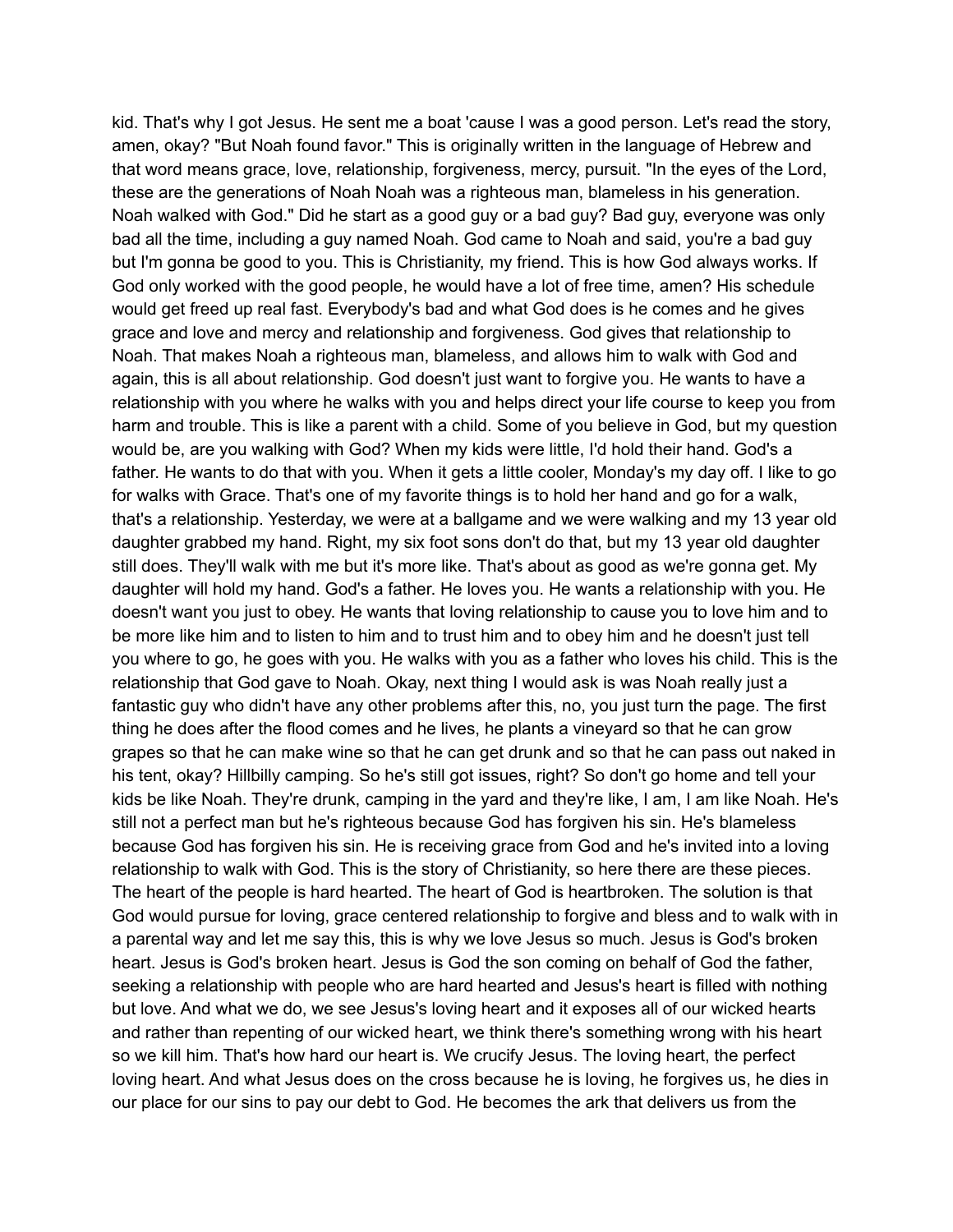kid. That's why I got Jesus. He sent me a boat 'cause I was a good person. Let's read the story, amen, okay? "But Noah found favor." This is originally written in the language of Hebrew and that word means grace, love, relationship, forgiveness, mercy, pursuit. "In the eyes of the Lord, these are the generations of Noah Noah was a righteous man, blameless in his generation. Noah walked with God." Did he start as a good guy or a bad guy? Bad guy, everyone was only bad all the time, including a guy named Noah. God came to Noah and said, you're a bad guy but I'm gonna be good to you. This is Christianity, my friend. This is how God always works. If God only worked with the good people, he would have a lot of free time, amen? His schedule would get freed up real fast. Everybody's bad and what God does is he comes and he gives grace and love and mercy and relationship and forgiveness. God gives that relationship to Noah. That makes Noah a righteous man, blameless, and allows him to walk with God and again, this is all about relationship. God doesn't just want to forgive you. He wants to have a relationship with you where he walks with you and helps direct your life course to keep you from harm and trouble. This is like a parent with a child. Some of you believe in God, but my question would be, are you walking with God? When my kids were little, I'd hold their hand. God's a father. He wants to do that with you. When it gets a little cooler, Monday's my day off. I like to go for walks with Grace. That's one of my favorite things is to hold her hand and go for a walk, that's a relationship. Yesterday, we were at a ballgame and we were walking and my 13 year old daughter grabbed my hand. Right, my six foot sons don't do that, but my 13 year old daughter still does. They'll walk with me but it's more like. That's about as good as we're gonna get. My daughter will hold my hand. God's a father. He loves you. He wants a relationship with you. He doesn't want you just to obey. He wants that loving relationship to cause you to love him and to be more like him and to listen to him and to trust him and to obey him and he doesn't just tell you where to go, he goes with you. He walks with you as a father who loves his child. This is the relationship that God gave to Noah. Okay, next thing I would ask is was Noah really just a fantastic guy who didn't have any other problems after this, no, you just turn the page. The first thing he does after the flood comes and he lives, he plants a vineyard so that he can grow grapes so that he can make wine so that he can get drunk and so that he can pass out naked in his tent, okay? Hillbilly camping. So he's still got issues, right? So don't go home and tell your kids be like Noah. They're drunk, camping in the yard and they're like, I am, I am like Noah. He's still not a perfect man but he's righteous because God has forgiven his sin. He's blameless because God has forgiven his sin. He is receiving grace from God and he's invited into a loving relationship to walk with God. This is the story of Christianity, so here there are these pieces. The heart of the people is hard hearted. The heart of God is heartbroken. The solution is that God would pursue for loving, grace centered relationship to forgive and bless and to walk with in a parental way and let me say this, this is why we love Jesus so much. Jesus is God's broken heart. Jesus is God's broken heart. Jesus is God the son coming on behalf of God the father, seeking a relationship with people who are hard hearted and Jesus's heart is filled with nothing but love. And what we do, we see Jesus's loving heart and it exposes all of our wicked hearts and rather than repenting of our wicked heart, we think there's something wrong with his heart so we kill him. That's how hard our heart is. We crucify Jesus. The loving heart, the perfect loving heart. And what Jesus does on the cross because he is loving, he forgives us, he dies in our place for our sins to pay our debt to God. He becomes the ark that delivers us from the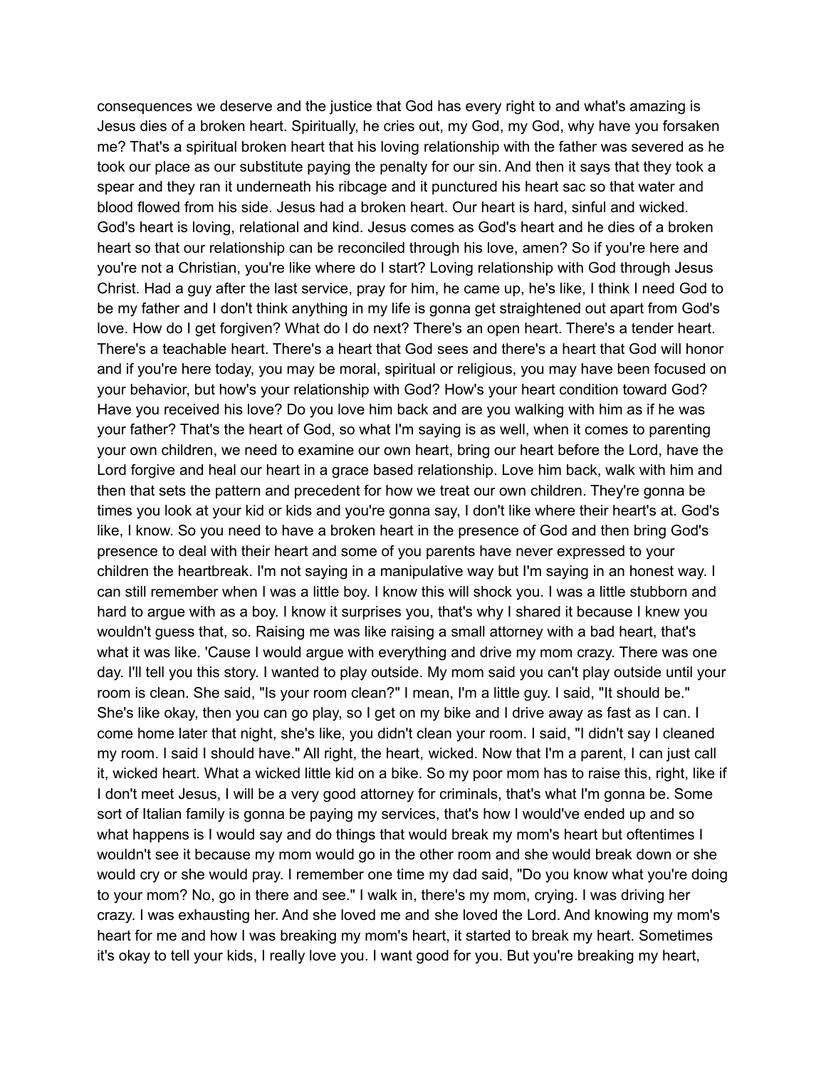consequences we deserve and the justice that God has every right to and what's amazing is Jesus dies of a broken heart. Spiritually, he cries out, my God, my God, why have you forsaken me? That's a spiritual broken heart that his loving relationship with the father was severed as he took our place as our substitute paying the penalty for our sin. And then it says that they took a spear and they ran it underneath his ribcage and it punctured his heart sac so that water and blood flowed from his side. Jesus had a broken heart. Our heart is hard, sinful and wicked. God's heart is loving, relational and kind. Jesus comes as God's heart and he dies of a broken heart so that our relationship can be reconciled through his love, amen? So if you're here and you're not a Christian, you're like where do I start? Loving relationship with God through Jesus Christ. Had a guy after the last service, pray for him, he came up, he's like, I think I need God to be my father and I don't think anything in my life is gonna get straightened out apart from God's love. How do I get forgiven? What do I do next? There's an open heart. There's a tender heart. There's a teachable heart. There's a heart that God sees and there's a heart that God will honor and if you're here today, you may be moral, spiritual or religious, you may have been focused on your behavior, but how's your relationship with God? How's your heart condition toward God? Have you received his love? Do you love him back and are you walking with him as if he was your father? That's the heart of God, so what I'm saying is as well, when it comes to parenting your own children, we need to examine our own heart, bring our heart before the Lord, have the Lord forgive and heal our heart in a grace based relationship. Love him back, walk with him and then that sets the pattern and precedent for how we treat our own children. They're gonna be times you look at your kid or kids and you're gonna say, I don't like where their heart's at. God's like, I know. So you need to have a broken heart in the presence of God and then bring God's presence to deal with their heart and some of you parents have never expressed to your children the heartbreak. I'm not saying in a manipulative way but I'm saying in an honest way. I can still remember when I was a little boy. I know this will shock you. I was a little stubborn and hard to argue with as a boy. I know it surprises you, that's why I shared it because I knew you wouldn't guess that, so. Raising me was like raising a small attorney with a bad heart, that's what it was like. 'Cause I would argue with everything and drive my mom crazy. There was one day. I'll tell you this story. I wanted to play outside. My mom said you can't play outside until your room is clean. She said, "Is your room clean?" I mean, I'm a little guy. I said, "It should be." She's like okay, then you can go play, so I get on my bike and I drive away as fast as I can. I come home later that night, she's like, you didn't clean your room. I said, "I didn't say I cleaned my room. I said I should have." All right, the heart, wicked. Now that I'm a parent, I can just call it, wicked heart. What a wicked little kid on a bike. So my poor mom has to raise this, right, like if I don't meet Jesus, I will be a very good attorney for criminals, that's what I'm gonna be. Some sort of Italian family is gonna be paying my services, that's how I would've ended up and so what happens is I would say and do things that would break my mom's heart but oftentimes I wouldn't see it because my mom would go in the other room and she would break down or she would cry or she would pray. I remember one time my dad said, "Do you know what you're doing to your mom? No, go in there and see." I walk in, there's my mom, crying. I was driving her crazy. I was exhausting her. And she loved me and she loved the Lord. And knowing my mom's heart for me and how I was breaking my mom's heart, it started to break my heart. Sometimes it's okay to tell your kids, I really love you. I want good for you. But you're breaking my heart,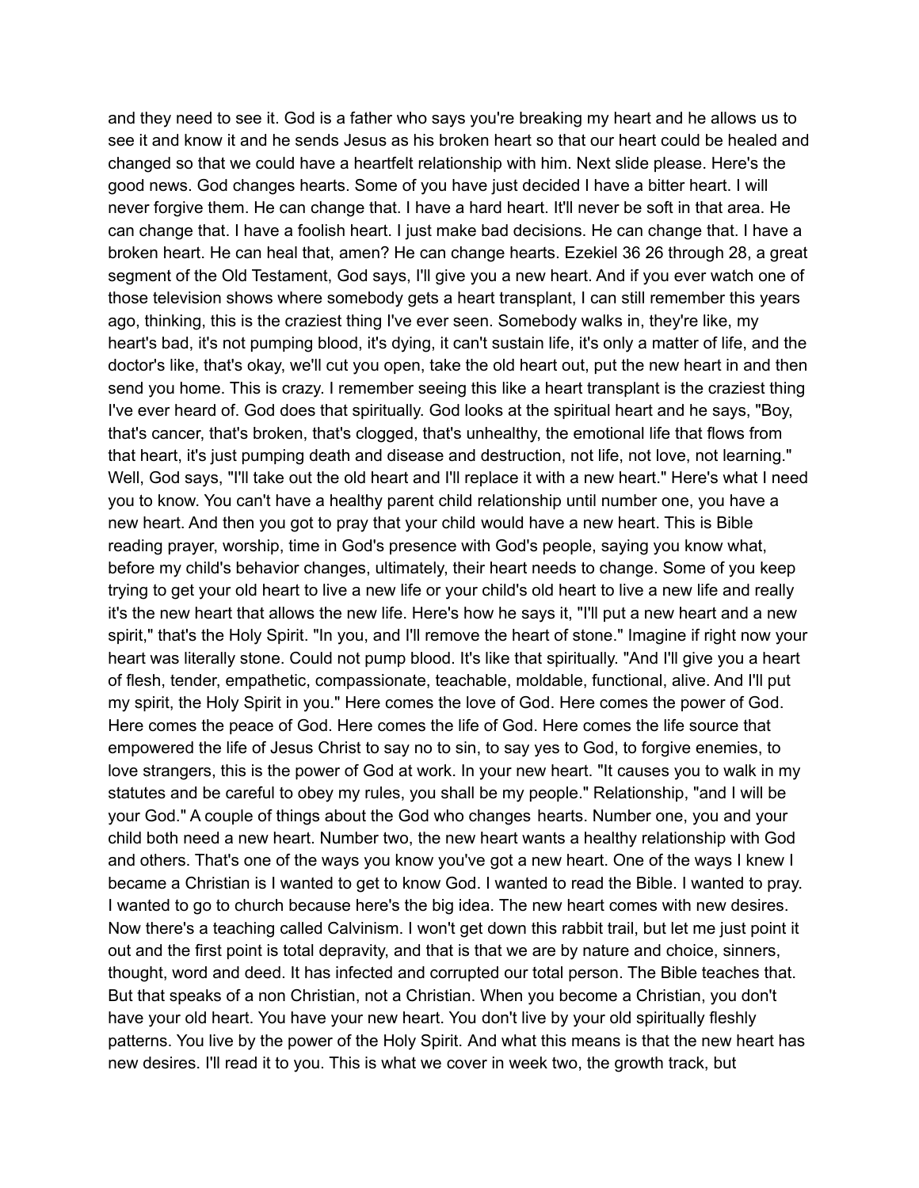and they need to see it. God is a father who says you're breaking my heart and he allows us to see it and know it and he sends Jesus as his broken heart so that our heart could be healed and changed so that we could have a heartfelt relationship with him. Next slide please. Here's the good news. God changes hearts. Some of you have just decided I have a bitter heart. I will never forgive them. He can change that. I have a hard heart. It'll never be soft in that area. He can change that. I have a foolish heart. I just make bad decisions. He can change that. I have a broken heart. He can heal that, amen? He can change hearts. Ezekiel 36 26 through 28, a great segment of the Old Testament, God says, I'll give you a new heart. And if you ever watch one of those television shows where somebody gets a heart transplant, I can still remember this years ago, thinking, this is the craziest thing I've ever seen. Somebody walks in, they're like, my heart's bad, it's not pumping blood, it's dying, it can't sustain life, it's only a matter of life, and the doctor's like, that's okay, we'll cut you open, take the old heart out, put the new heart in and then send you home. This is crazy. I remember seeing this like a heart transplant is the craziest thing I've ever heard of. God does that spiritually. God looks at the spiritual heart and he says, "Boy, that's cancer, that's broken, that's clogged, that's unhealthy, the emotional life that flows from that heart, it's just pumping death and disease and destruction, not life, not love, not learning." Well, God says, "I'll take out the old heart and I'll replace it with a new heart." Here's what I need you to know. You can't have a healthy parent child relationship until number one, you have a new heart. And then you got to pray that your child would have a new heart. This is Bible reading prayer, worship, time in God's presence with God's people, saying you know what, before my child's behavior changes, ultimately, their heart needs to change. Some of you keep trying to get your old heart to live a new life or your child's old heart to live a new life and really it's the new heart that allows the new life. Here's how he says it, "I'll put a new heart and a new spirit," that's the Holy Spirit. "In you, and I'll remove the heart of stone." Imagine if right now your heart was literally stone. Could not pump blood. It's like that spiritually. "And I'll give you a heart of flesh, tender, empathetic, compassionate, teachable, moldable, functional, alive. And I'll put my spirit, the Holy Spirit in you." Here comes the love of God. Here comes the power of God. Here comes the peace of God. Here comes the life of God. Here comes the life source that empowered the life of Jesus Christ to say no to sin, to say yes to God, to forgive enemies, to love strangers, this is the power of God at work. In your new heart. "It causes you to walk in my statutes and be careful to obey my rules, you shall be my people." Relationship, "and I will be your God." A couple of things about the God who changes hearts. Number one, you and your child both need a new heart. Number two, the new heart wants a healthy relationship with God and others. That's one of the ways you know you've got a new heart. One of the ways I knew I became a Christian is I wanted to get to know God. I wanted to read the Bible. I wanted to pray. I wanted to go to church because here's the big idea. The new heart comes with new desires. Now there's a teaching called Calvinism. I won't get down this rabbit trail, but let me just point it out and the first point is total depravity, and that is that we are by nature and choice, sinners, thought, word and deed. It has infected and corrupted our total person. The Bible teaches that. But that speaks of a non Christian, not a Christian. When you become a Christian, you don't have your old heart. You have your new heart. You don't live by your old spiritually fleshly patterns. You live by the power of the Holy Spirit. And what this means is that the new heart has new desires. I'll read it to you. This is what we cover in week two, the growth track, but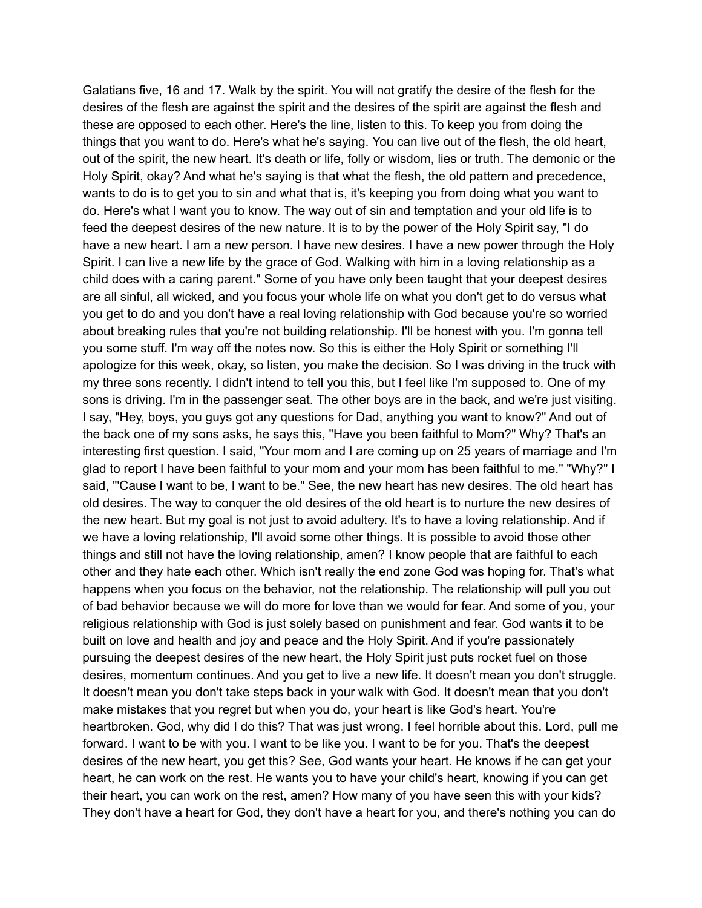Galatians five, 16 and 17. Walk by the spirit. You will not gratify the desire of the flesh for the desires of the flesh are against the spirit and the desires of the spirit are against the flesh and these are opposed to each other. Here's the line, listen to this. To keep you from doing the things that you want to do. Here's what he's saying. You can live out of the flesh, the old heart, out of the spirit, the new heart. It's death or life, folly or wisdom, lies or truth. The demonic or the Holy Spirit, okay? And what he's saying is that what the flesh, the old pattern and precedence, wants to do is to get you to sin and what that is, it's keeping you from doing what you want to do. Here's what I want you to know. The way out of sin and temptation and your old life is to feed the deepest desires of the new nature. It is to by the power of the Holy Spirit say, "I do have a new heart. I am a new person. I have new desires. I have a new power through the Holy Spirit. I can live a new life by the grace of God. Walking with him in a loving relationship as a child does with a caring parent." Some of you have only been taught that your deepest desires are all sinful, all wicked, and you focus your whole life on what you don't get to do versus what you get to do and you don't have a real loving relationship with God because you're so worried about breaking rules that you're not building relationship. I'll be honest with you. I'm gonna tell you some stuff. I'm way off the notes now. So this is either the Holy Spirit or something I'll apologize for this week, okay, so listen, you make the decision. So I was driving in the truck with my three sons recently. I didn't intend to tell you this, but I feel like I'm supposed to. One of my sons is driving. I'm in the passenger seat. The other boys are in the back, and we're just visiting. I say, "Hey, boys, you guys got any questions for Dad, anything you want to know?" And out of the back one of my sons asks, he says this, "Have you been faithful to Mom?" Why? That's an interesting first question. I said, "Your mom and I are coming up on 25 years of marriage and I'm glad to report I have been faithful to your mom and your mom has been faithful to me." "Why?" I said, "'Cause I want to be, I want to be." See, the new heart has new desires. The old heart has old desires. The way to conquer the old desires of the old heart is to nurture the new desires of the new heart. But my goal is not just to avoid adultery. It's to have a loving relationship. And if we have a loving relationship, I'll avoid some other things. It is possible to avoid those other things and still not have the loving relationship, amen? I know people that are faithful to each other and they hate each other. Which isn't really the end zone God was hoping for. That's what happens when you focus on the behavior, not the relationship. The relationship will pull you out of bad behavior because we will do more for love than we would for fear. And some of you, your religious relationship with God is just solely based on punishment and fear. God wants it to be built on love and health and joy and peace and the Holy Spirit. And if you're passionately pursuing the deepest desires of the new heart, the Holy Spirit just puts rocket fuel on those desires, momentum continues. And you get to live a new life. It doesn't mean you don't struggle. It doesn't mean you don't take steps back in your walk with God. It doesn't mean that you don't make mistakes that you regret but when you do, your heart is like God's heart. You're heartbroken. God, why did I do this? That was just wrong. I feel horrible about this. Lord, pull me forward. I want to be with you. I want to be like you. I want to be for you. That's the deepest desires of the new heart, you get this? See, God wants your heart. He knows if he can get your heart, he can work on the rest. He wants you to have your child's heart, knowing if you can get their heart, you can work on the rest, amen? How many of you have seen this with your kids? They don't have a heart for God, they don't have a heart for you, and there's nothing you can do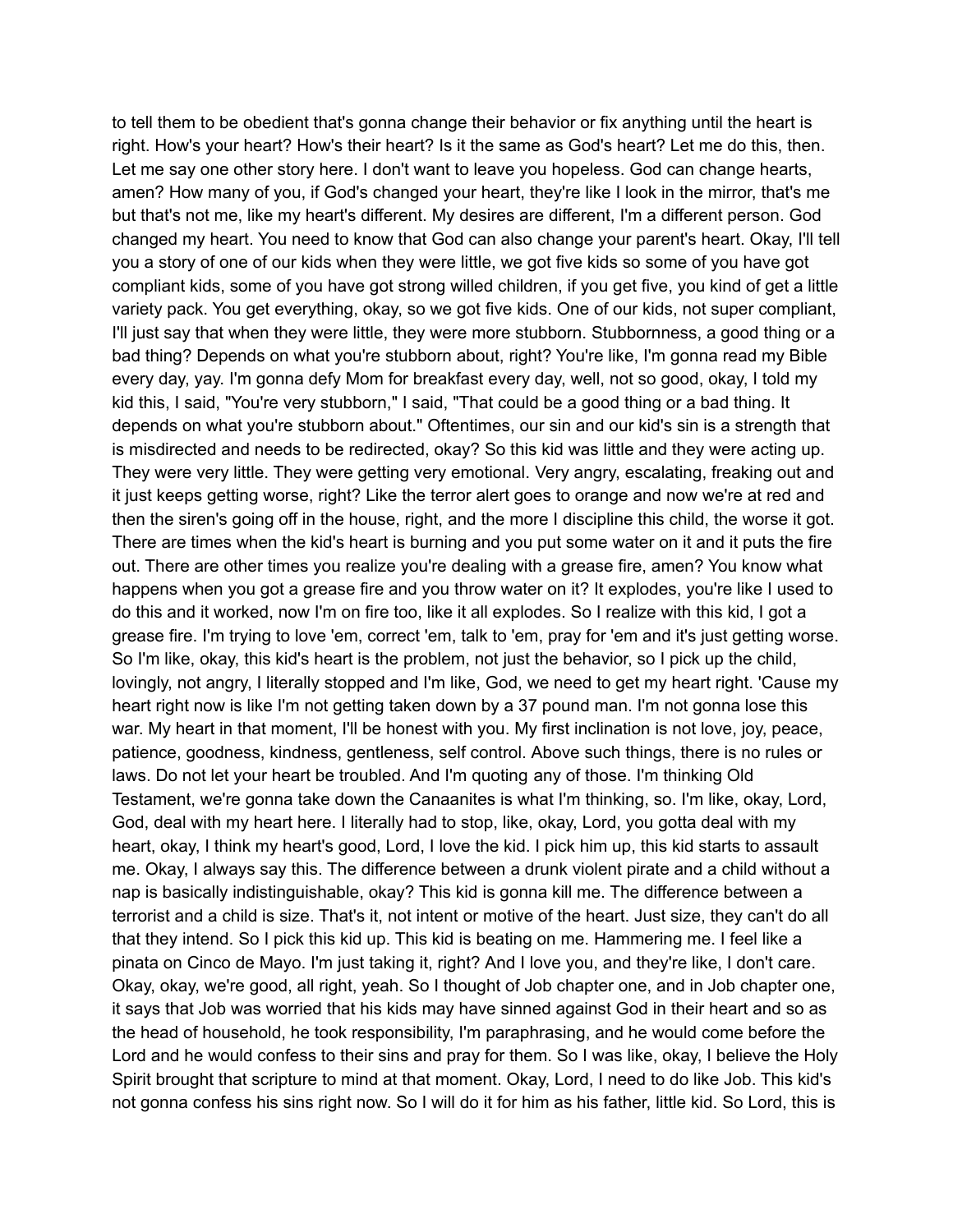to tell them to be obedient that's gonna change their behavior or fix anything until the heart is right. How's your heart? How's their heart? Is it the same as God's heart? Let me do this, then. Let me say one other story here. I don't want to leave you hopeless. God can change hearts, amen? How many of you, if God's changed your heart, they're like I look in the mirror, that's me but that's not me, like my heart's different. My desires are different, I'm a different person. God changed my heart. You need to know that God can also change your parent's heart. Okay, I'll tell you a story of one of our kids when they were little, we got five kids so some of you have got compliant kids, some of you have got strong willed children, if you get five, you kind of get a little variety pack. You get everything, okay, so we got five kids. One of our kids, not super compliant, I'll just say that when they were little, they were more stubborn. Stubbornness, a good thing or a bad thing? Depends on what you're stubborn about, right? You're like, I'm gonna read my Bible every day, yay. I'm gonna defy Mom for breakfast every day, well, not so good, okay, I told my kid this, I said, "You're very stubborn," I said, "That could be a good thing or a bad thing. It depends on what you're stubborn about." Oftentimes, our sin and our kid's sin is a strength that is misdirected and needs to be redirected, okay? So this kid was little and they were acting up. They were very little. They were getting very emotional. Very angry, escalating, freaking out and it just keeps getting worse, right? Like the terror alert goes to orange and now we're at red and then the siren's going off in the house, right, and the more I discipline this child, the worse it got. There are times when the kid's heart is burning and you put some water on it and it puts the fire out. There are other times you realize you're dealing with a grease fire, amen? You know what happens when you got a grease fire and you throw water on it? It explodes, you're like I used to do this and it worked, now I'm on fire too, like it all explodes. So I realize with this kid, I got a grease fire. I'm trying to love 'em, correct 'em, talk to 'em, pray for 'em and it's just getting worse. So I'm like, okay, this kid's heart is the problem, not just the behavior, so I pick up the child, lovingly, not angry, I literally stopped and I'm like, God, we need to get my heart right. 'Cause my heart right now is like I'm not getting taken down by a 37 pound man. I'm not gonna lose this war. My heart in that moment, I'll be honest with you. My first inclination is not love, joy, peace, patience, goodness, kindness, gentleness, self control. Above such things, there is no rules or laws. Do not let your heart be troubled. And I'm quoting any of those. I'm thinking Old Testament, we're gonna take down the Canaanites is what I'm thinking, so. I'm like, okay, Lord, God, deal with my heart here. I literally had to stop, like, okay, Lord, you gotta deal with my heart, okay, I think my heart's good, Lord, I love the kid. I pick him up, this kid starts to assault me. Okay, I always say this. The difference between a drunk violent pirate and a child without a nap is basically indistinguishable, okay? This kid is gonna kill me. The difference between a terrorist and a child is size. That's it, not intent or motive of the heart. Just size, they can't do all that they intend. So I pick this kid up. This kid is beating on me. Hammering me. I feel like a pinata on Cinco de Mayo. I'm just taking it, right? And I love you, and they're like, I don't care. Okay, okay, we're good, all right, yeah. So I thought of Job chapter one, and in Job chapter one, it says that Job was worried that his kids may have sinned against God in their heart and so as the head of household, he took responsibility, I'm paraphrasing, and he would come before the Lord and he would confess to their sins and pray for them. So I was like, okay, I believe the Holy Spirit brought that scripture to mind at that moment. Okay, Lord, I need to do like Job. This kid's not gonna confess his sins right now. So I will do it for him as his father, little kid. So Lord, this is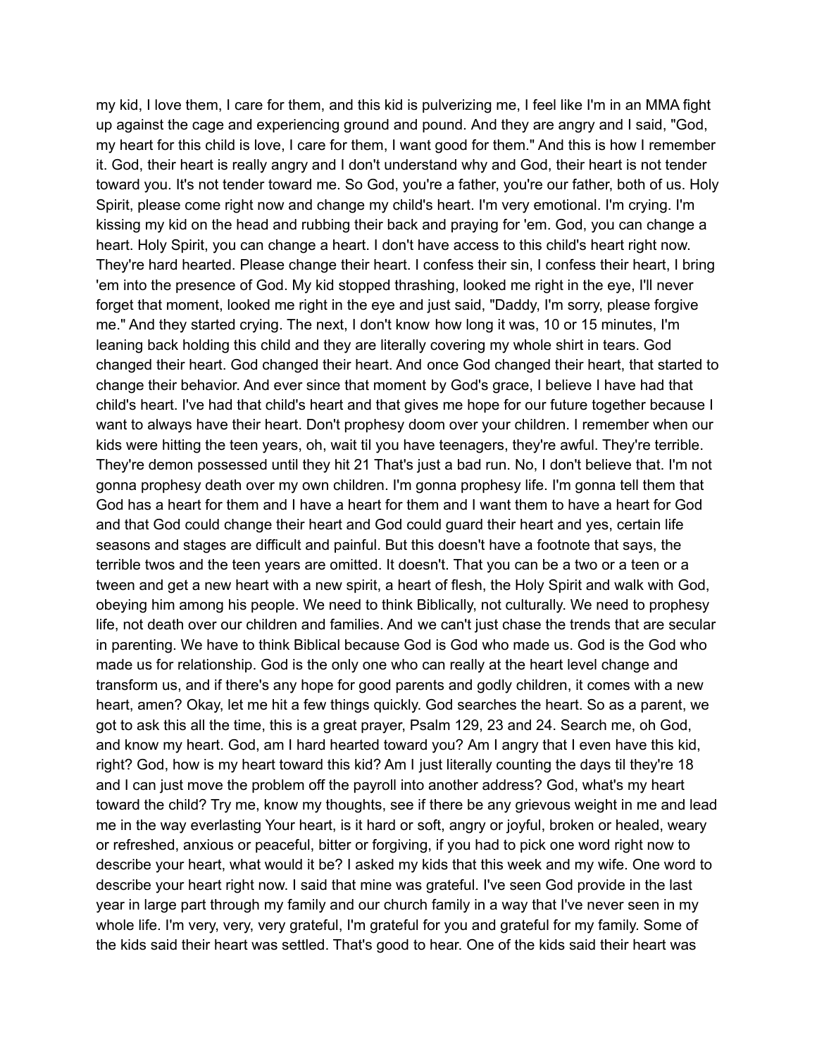my kid, I love them, I care for them, and this kid is pulverizing me, I feel like I'm in an MMA fight up against the cage and experiencing ground and pound. And they are angry and I said, "God, my heart for this child is love, I care for them, I want good for them." And this is how I remember it. God, their heart is really angry and I don't understand why and God, their heart is not tender toward you. It's not tender toward me. So God, you're a father, you're our father, both of us. Holy Spirit, please come right now and change my child's heart. I'm very emotional. I'm crying. I'm kissing my kid on the head and rubbing their back and praying for 'em. God, you can change a heart. Holy Spirit, you can change a heart. I don't have access to this child's heart right now. They're hard hearted. Please change their heart. I confess their sin, I confess their heart, I bring 'em into the presence of God. My kid stopped thrashing, looked me right in the eye, I'll never forget that moment, looked me right in the eye and just said, "Daddy, I'm sorry, please forgive me." And they started crying. The next, I don't know how long it was, 10 or 15 minutes, I'm leaning back holding this child and they are literally covering my whole shirt in tears. God changed their heart. God changed their heart. And once God changed their heart, that started to change their behavior. And ever since that moment by God's grace, I believe I have had that child's heart. I've had that child's heart and that gives me hope for our future together because I want to always have their heart. Don't prophesy doom over your children. I remember when our kids were hitting the teen years, oh, wait til you have teenagers, they're awful. They're terrible. They're demon possessed until they hit 21 That's just a bad run. No, I don't believe that. I'm not gonna prophesy death over my own children. I'm gonna prophesy life. I'm gonna tell them that God has a heart for them and I have a heart for them and I want them to have a heart for God and that God could change their heart and God could guard their heart and yes, certain life seasons and stages are difficult and painful. But this doesn't have a footnote that says, the terrible twos and the teen years are omitted. It doesn't. That you can be a two or a teen or a tween and get a new heart with a new spirit, a heart of flesh, the Holy Spirit and walk with God, obeying him among his people. We need to think Biblically, not culturally. We need to prophesy life, not death over our children and families. And we can't just chase the trends that are secular in parenting. We have to think Biblical because God is God who made us. God is the God who made us for relationship. God is the only one who can really at the heart level change and transform us, and if there's any hope for good parents and godly children, it comes with a new heart, amen? Okay, let me hit a few things quickly. God searches the heart. So as a parent, we got to ask this all the time, this is a great prayer, Psalm 129, 23 and 24. Search me, oh God, and know my heart. God, am I hard hearted toward you? Am I angry that I even have this kid, right? God, how is my heart toward this kid? Am I just literally counting the days til they're 18 and I can just move the problem off the payroll into another address? God, what's my heart toward the child? Try me, know my thoughts, see if there be any grievous weight in me and lead me in the way everlasting Your heart, is it hard or soft, angry or joyful, broken or healed, weary or refreshed, anxious or peaceful, bitter or forgiving, if you had to pick one word right now to describe your heart, what would it be? I asked my kids that this week and my wife. One word to describe your heart right now. I said that mine was grateful. I've seen God provide in the last year in large part through my family and our church family in a way that I've never seen in my whole life. I'm very, very, very grateful, I'm grateful for you and grateful for my family. Some of the kids said their heart was settled. That's good to hear. One of the kids said their heart was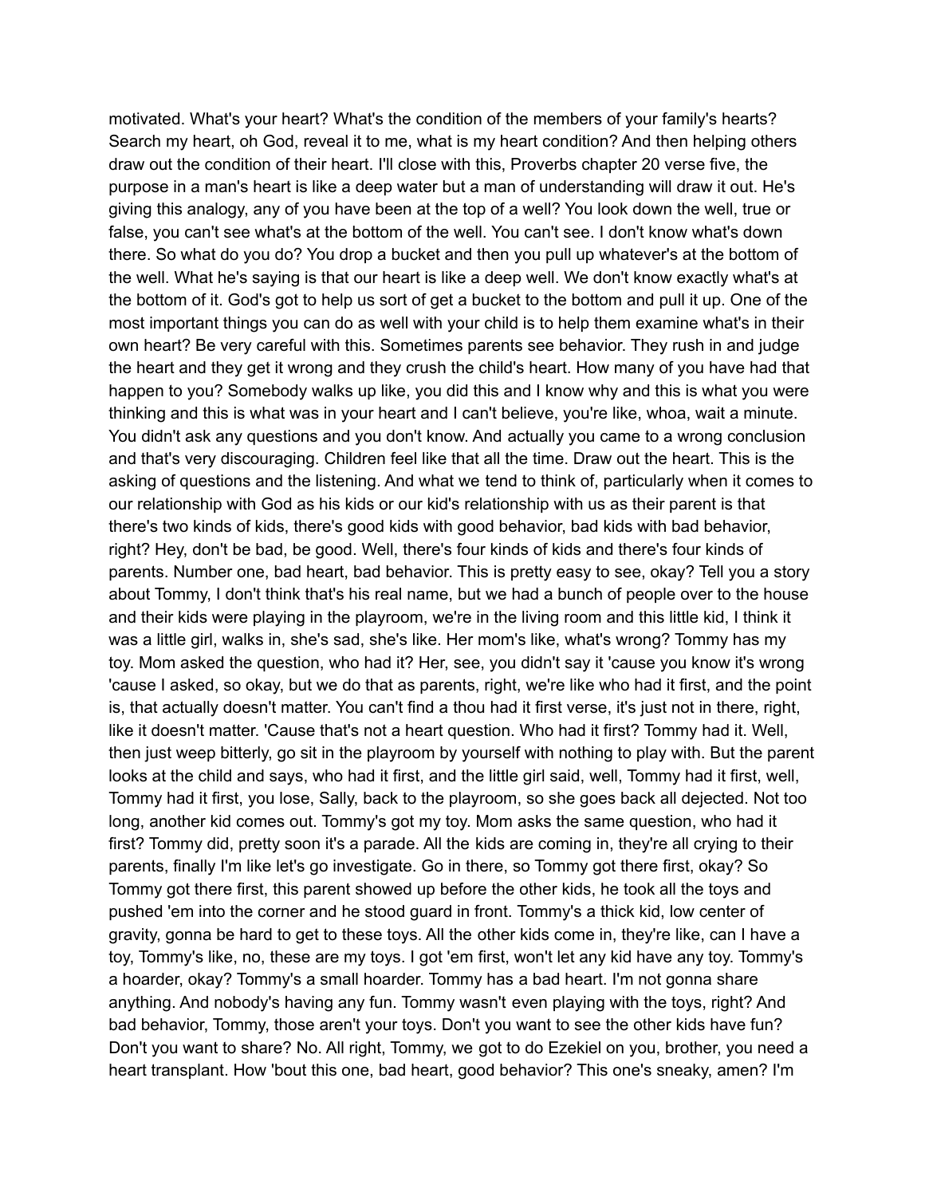motivated. What's your heart? What's the condition of the members of your family's hearts? Search my heart, oh God, reveal it to me, what is my heart condition? And then helping others draw out the condition of their heart. I'll close with this, Proverbs chapter 20 verse five, the purpose in a man's heart is like a deep water but a man of understanding will draw it out. He's giving this analogy, any of you have been at the top of a well? You look down the well, true or false, you can't see what's at the bottom of the well. You can't see. I don't know what's down there. So what do you do? You drop a bucket and then you pull up whatever's at the bottom of the well. What he's saying is that our heart is like a deep well. We don't know exactly what's at the bottom of it. God's got to help us sort of get a bucket to the bottom and pull it up. One of the most important things you can do as well with your child is to help them examine what's in their own heart? Be very careful with this. Sometimes parents see behavior. They rush in and judge the heart and they get it wrong and they crush the child's heart. How many of you have had that happen to you? Somebody walks up like, you did this and I know why and this is what you were thinking and this is what was in your heart and I can't believe, you're like, whoa, wait a minute. You didn't ask any questions and you don't know. And actually you came to a wrong conclusion and that's very discouraging. Children feel like that all the time. Draw out the heart. This is the asking of questions and the listening. And what we tend to think of, particularly when it comes to our relationship with God as his kids or our kid's relationship with us as their parent is that there's two kinds of kids, there's good kids with good behavior, bad kids with bad behavior, right? Hey, don't be bad, be good. Well, there's four kinds of kids and there's four kinds of parents. Number one, bad heart, bad behavior. This is pretty easy to see, okay? Tell you a story about Tommy, I don't think that's his real name, but we had a bunch of people over to the house and their kids were playing in the playroom, we're in the living room and this little kid, I think it was a little girl, walks in, she's sad, she's like. Her mom's like, what's wrong? Tommy has my toy. Mom asked the question, who had it? Her, see, you didn't say it 'cause you know it's wrong 'cause I asked, so okay, but we do that as parents, right, we're like who had it first, and the point is, that actually doesn't matter. You can't find a thou had it first verse, it's just not in there, right, like it doesn't matter. 'Cause that's not a heart question. Who had it first? Tommy had it. Well, then just weep bitterly, go sit in the playroom by yourself with nothing to play with. But the parent looks at the child and says, who had it first, and the little girl said, well, Tommy had it first, well, Tommy had it first, you lose, Sally, back to the playroom, so she goes back all dejected. Not too long, another kid comes out. Tommy's got my toy. Mom asks the same question, who had it first? Tommy did, pretty soon it's a parade. All the kids are coming in, they're all crying to their parents, finally I'm like let's go investigate. Go in there, so Tommy got there first, okay? So Tommy got there first, this parent showed up before the other kids, he took all the toys and pushed 'em into the corner and he stood guard in front. Tommy's a thick kid, low center of gravity, gonna be hard to get to these toys. All the other kids come in, they're like, can I have a toy, Tommy's like, no, these are my toys. I got 'em first, won't let any kid have any toy. Tommy's a hoarder, okay? Tommy's a small hoarder. Tommy has a bad heart. I'm not gonna share anything. And nobody's having any fun. Tommy wasn't even playing with the toys, right? And bad behavior, Tommy, those aren't your toys. Don't you want to see the other kids have fun? Don't you want to share? No. All right, Tommy, we got to do Ezekiel on you, brother, you need a heart transplant. How 'bout this one, bad heart, good behavior? This one's sneaky, amen? I'm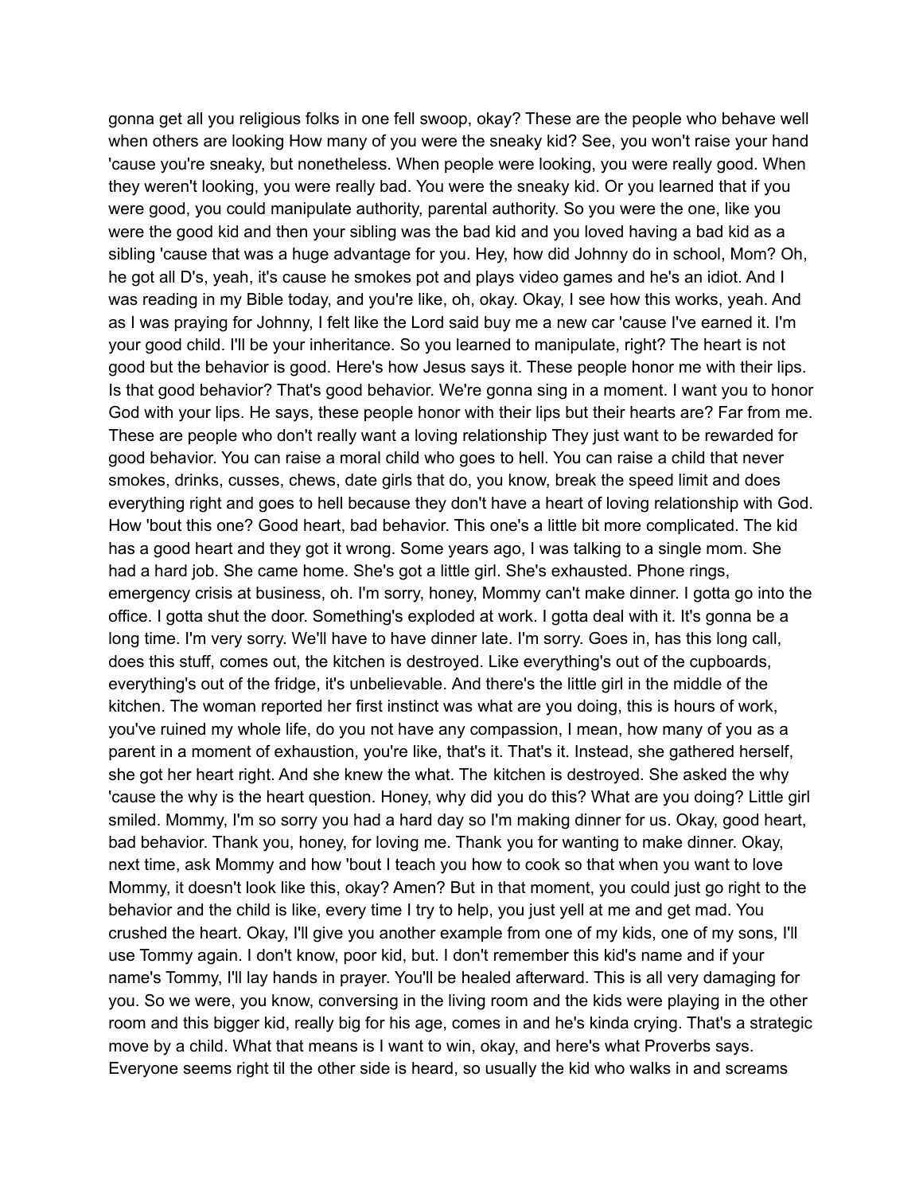gonna get all you religious folks in one fell swoop, okay? These are the people who behave well when others are looking How many of you were the sneaky kid? See, you won't raise your hand 'cause you're sneaky, but nonetheless. When people were looking, you were really good. When they weren't looking, you were really bad. You were the sneaky kid. Or you learned that if you were good, you could manipulate authority, parental authority. So you were the one, like you were the good kid and then your sibling was the bad kid and you loved having a bad kid as a sibling 'cause that was a huge advantage for you. Hey, how did Johnny do in school, Mom? Oh, he got all D's, yeah, it's cause he smokes pot and plays video games and he's an idiot. And I was reading in my Bible today, and you're like, oh, okay. Okay, I see how this works, yeah. And as I was praying for Johnny, I felt like the Lord said buy me a new car 'cause I've earned it. I'm your good child. I'll be your inheritance. So you learned to manipulate, right? The heart is not good but the behavior is good. Here's how Jesus says it. These people honor me with their lips. Is that good behavior? That's good behavior. We're gonna sing in a moment. I want you to honor God with your lips. He says, these people honor with their lips but their hearts are? Far from me. These are people who don't really want a loving relationship They just want to be rewarded for good behavior. You can raise a moral child who goes to hell. You can raise a child that never smokes, drinks, cusses, chews, date girls that do, you know, break the speed limit and does everything right and goes to hell because they don't have a heart of loving relationship with God. How 'bout this one? Good heart, bad behavior. This one's a little bit more complicated. The kid has a good heart and they got it wrong. Some years ago, I was talking to a single mom. She had a hard job. She came home. She's got a little girl. She's exhausted. Phone rings, emergency crisis at business, oh. I'm sorry, honey, Mommy can't make dinner. I gotta go into the office. I gotta shut the door. Something's exploded at work. I gotta deal with it. It's gonna be a long time. I'm very sorry. We'll have to have dinner late. I'm sorry. Goes in, has this long call, does this stuff, comes out, the kitchen is destroyed. Like everything's out of the cupboards, everything's out of the fridge, it's unbelievable. And there's the little girl in the middle of the kitchen. The woman reported her first instinct was what are you doing, this is hours of work, you've ruined my whole life, do you not have any compassion, I mean, how many of you as a parent in a moment of exhaustion, you're like, that's it. That's it. Instead, she gathered herself, she got her heart right. And she knew the what. The kitchen is destroyed. She asked the why 'cause the why is the heart question. Honey, why did you do this? What are you doing? Little girl smiled. Mommy, I'm so sorry you had a hard day so I'm making dinner for us. Okay, good heart, bad behavior. Thank you, honey, for loving me. Thank you for wanting to make dinner. Okay, next time, ask Mommy and how 'bout I teach you how to cook so that when you want to love Mommy, it doesn't look like this, okay? Amen? But in that moment, you could just go right to the behavior and the child is like, every time I try to help, you just yell at me and get mad. You crushed the heart. Okay, I'll give you another example from one of my kids, one of my sons, I'll use Tommy again. I don't know, poor kid, but. I don't remember this kid's name and if your name's Tommy, I'll lay hands in prayer. You'll be healed afterward. This is all very damaging for you. So we were, you know, conversing in the living room and the kids were playing in the other room and this bigger kid, really big for his age, comes in and he's kinda crying. That's a strategic move by a child. What that means is I want to win, okay, and here's what Proverbs says. Everyone seems right til the other side is heard, so usually the kid who walks in and screams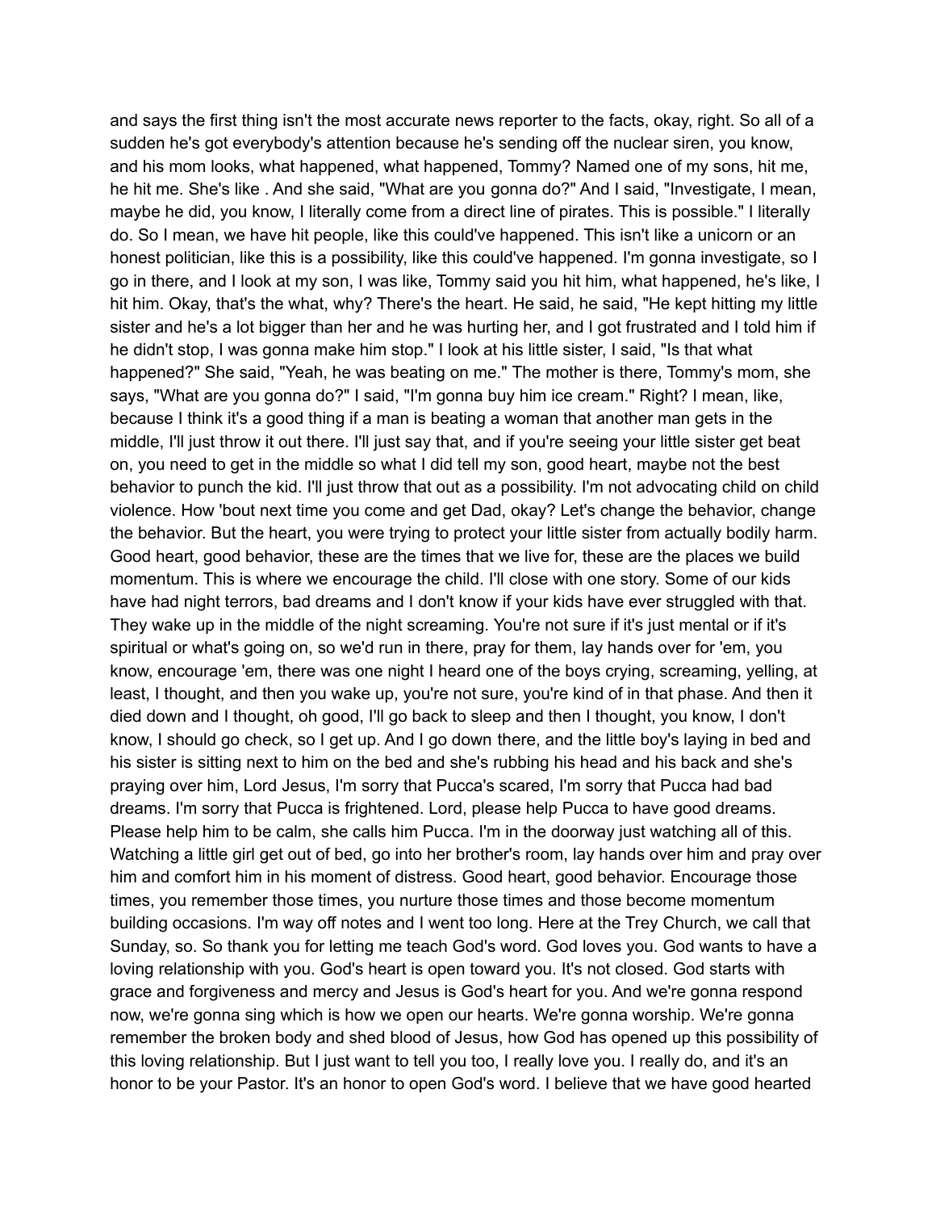and says the first thing isn't the most accurate news reporter to the facts, okay, right. So all of a sudden he's got everybody's attention because he's sending off the nuclear siren, you know, and his mom looks, what happened, what happened, Tommy? Named one of my sons, hit me, he hit me. She's like . And she said, "What are you gonna do?" And I said, "Investigate, I mean, maybe he did, you know, I literally come from a direct line of pirates. This is possible." I literally do. So I mean, we have hit people, like this could've happened. This isn't like a unicorn or an honest politician, like this is a possibility, like this could've happened. I'm gonna investigate, so I go in there, and I look at my son, I was like, Tommy said you hit him, what happened, he's like, I hit him. Okay, that's the what, why? There's the heart. He said, he said, "He kept hitting my little sister and he's a lot bigger than her and he was hurting her, and I got frustrated and I told him if he didn't stop, I was gonna make him stop." I look at his little sister, I said, "Is that what happened?" She said, "Yeah, he was beating on me." The mother is there, Tommy's mom, she says, "What are you gonna do?" I said, "I'm gonna buy him ice cream." Right? I mean, like, because I think it's a good thing if a man is beating a woman that another man gets in the middle, I'll just throw it out there. I'll just say that, and if you're seeing your little sister get beat on, you need to get in the middle so what I did tell my son, good heart, maybe not the best behavior to punch the kid. I'll just throw that out as a possibility. I'm not advocating child on child violence. How 'bout next time you come and get Dad, okay? Let's change the behavior, change the behavior. But the heart, you were trying to protect your little sister from actually bodily harm. Good heart, good behavior, these are the times that we live for, these are the places we build momentum. This is where we encourage the child. I'll close with one story. Some of our kids have had night terrors, bad dreams and I don't know if your kids have ever struggled with that. They wake up in the middle of the night screaming. You're not sure if it's just mental or if it's spiritual or what's going on, so we'd run in there, pray for them, lay hands over for 'em, you know, encourage 'em, there was one night I heard one of the boys crying, screaming, yelling, at least, I thought, and then you wake up, you're not sure, you're kind of in that phase. And then it died down and I thought, oh good, I'll go back to sleep and then I thought, you know, I don't know, I should go check, so I get up. And I go down there, and the little boy's laying in bed and his sister is sitting next to him on the bed and she's rubbing his head and his back and she's praying over him, Lord Jesus, I'm sorry that Pucca's scared, I'm sorry that Pucca had bad dreams. I'm sorry that Pucca is frightened. Lord, please help Pucca to have good dreams. Please help him to be calm, she calls him Pucca. I'm in the doorway just watching all of this. Watching a little girl get out of bed, go into her brother's room, lay hands over him and pray over him and comfort him in his moment of distress. Good heart, good behavior. Encourage those times, you remember those times, you nurture those times and those become momentum building occasions. I'm way off notes and I went too long. Here at the Trey Church, we call that Sunday, so. So thank you for letting me teach God's word. God loves you. God wants to have a loving relationship with you. God's heart is open toward you. It's not closed. God starts with grace and forgiveness and mercy and Jesus is God's heart for you. And we're gonna respond now, we're gonna sing which is how we open our hearts. We're gonna worship. We're gonna remember the broken body and shed blood of Jesus, how God has opened up this possibility of this loving relationship. But I just want to tell you too, I really love you. I really do, and it's an honor to be your Pastor. It's an honor to open God's word. I believe that we have good hearted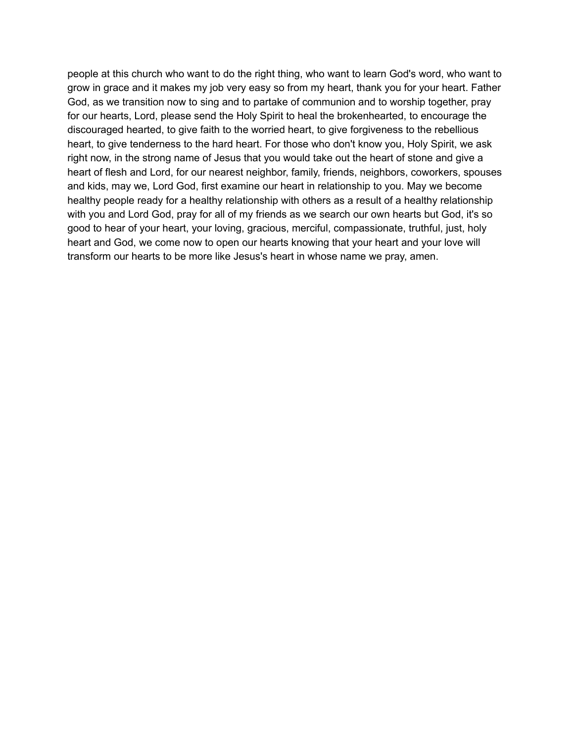people at this church who want to do the right thing, who want to learn God's word, who want to grow in grace and it makes my job very easy so from my heart, thank you for your heart. Father God, as we transition now to sing and to partake of communion and to worship together, pray for our hearts, Lord, please send the Holy Spirit to heal the brokenhearted, to encourage the discouraged hearted, to give faith to the worried heart, to give forgiveness to the rebellious heart, to give tenderness to the hard heart. For those who don't know you, Holy Spirit, we ask right now, in the strong name of Jesus that you would take out the heart of stone and give a heart of flesh and Lord, for our nearest neighbor, family, friends, neighbors, coworkers, spouses and kids, may we, Lord God, first examine our heart in relationship to you. May we become healthy people ready for a healthy relationship with others as a result of a healthy relationship with you and Lord God, pray for all of my friends as we search our own hearts but God, it's so good to hear of your heart, your loving, gracious, merciful, compassionate, truthful, just, holy heart and God, we come now to open our hearts knowing that your heart and your love will transform our hearts to be more like Jesus's heart in whose name we pray, amen.